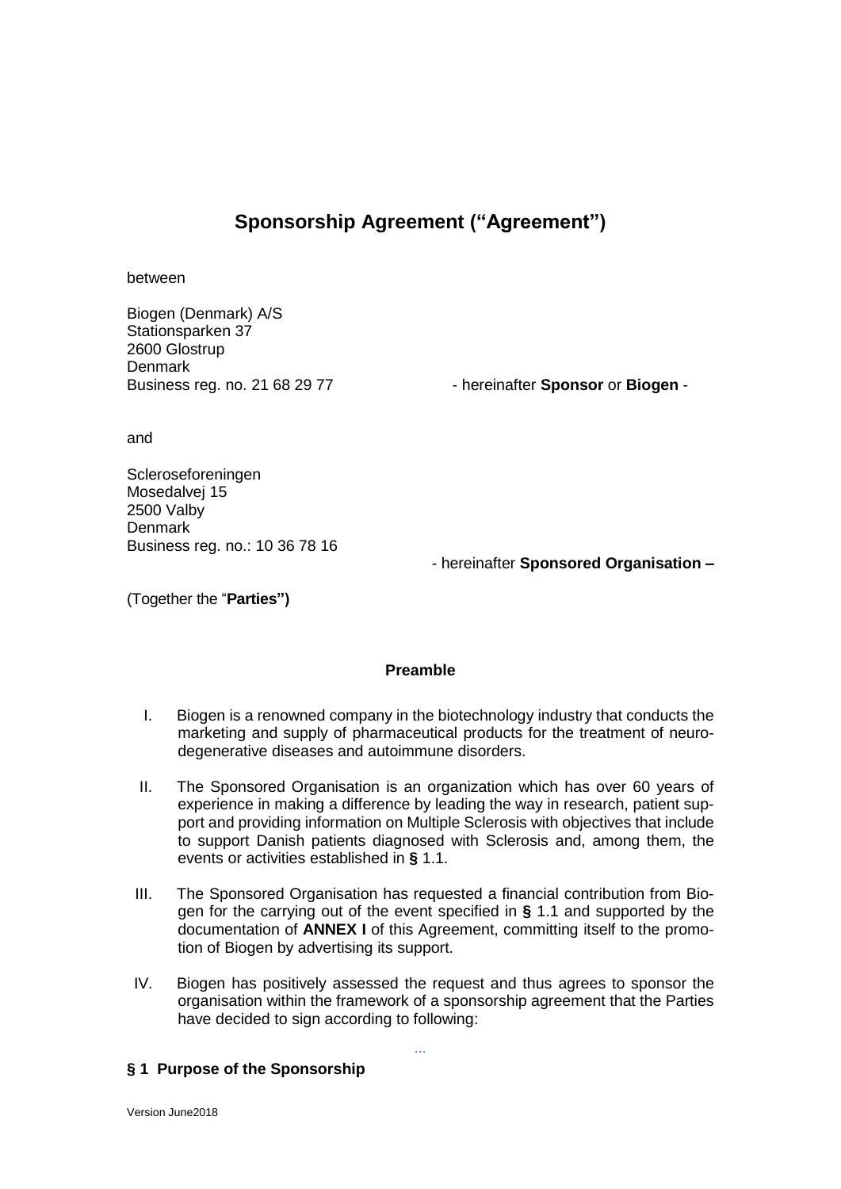# Sponsorship Agreement ("Agreement")

between

Biogen (Denmark) A/S
Stationsparken 37
2600 Glostrup
Denmark
Business reg. no. 21 68 29 77 - hereinafter **Sponsor** or **Biogen** -

and

Scleroseforeningen
Mosedalvej 15
2500 Valby
Denmark
Business reg. no.: 10 36 78 16
- hereinafter **Sponsored Organisation –**

(Together the "**Parties")**

### Preamble

I. Biogen is a renowned company in the biotechnology industry that conducts the marketing and supply of pharmaceutical products for the treatment of neurodegenerative diseases and autoimmune disorders.

II. The Sponsored Organisation is an organization which has over 60 years of experience in making a difference by leading the way in research, patient support and providing information on Multiple Sclerosis with objectives that include to support Danish patients diagnosed with Sclerosis and, among them, the events or activities established in **§** 1.1.

III. The Sponsored Organisation has requested a financial contribution from Biogen for the carrying out of the event specified in **§** 1.1 and supported by the documentation of **ANNEX I** of this Agreement, committing itself to the promotion of Biogen by advertising its support.

IV. Biogen has positively assessed the request and thus agrees to sponsor the organisation within the framework of a sponsorship agreement that the Parties have decided to sign according to following:

...

## § 1 Purpose of the Sponsorship

Version June2018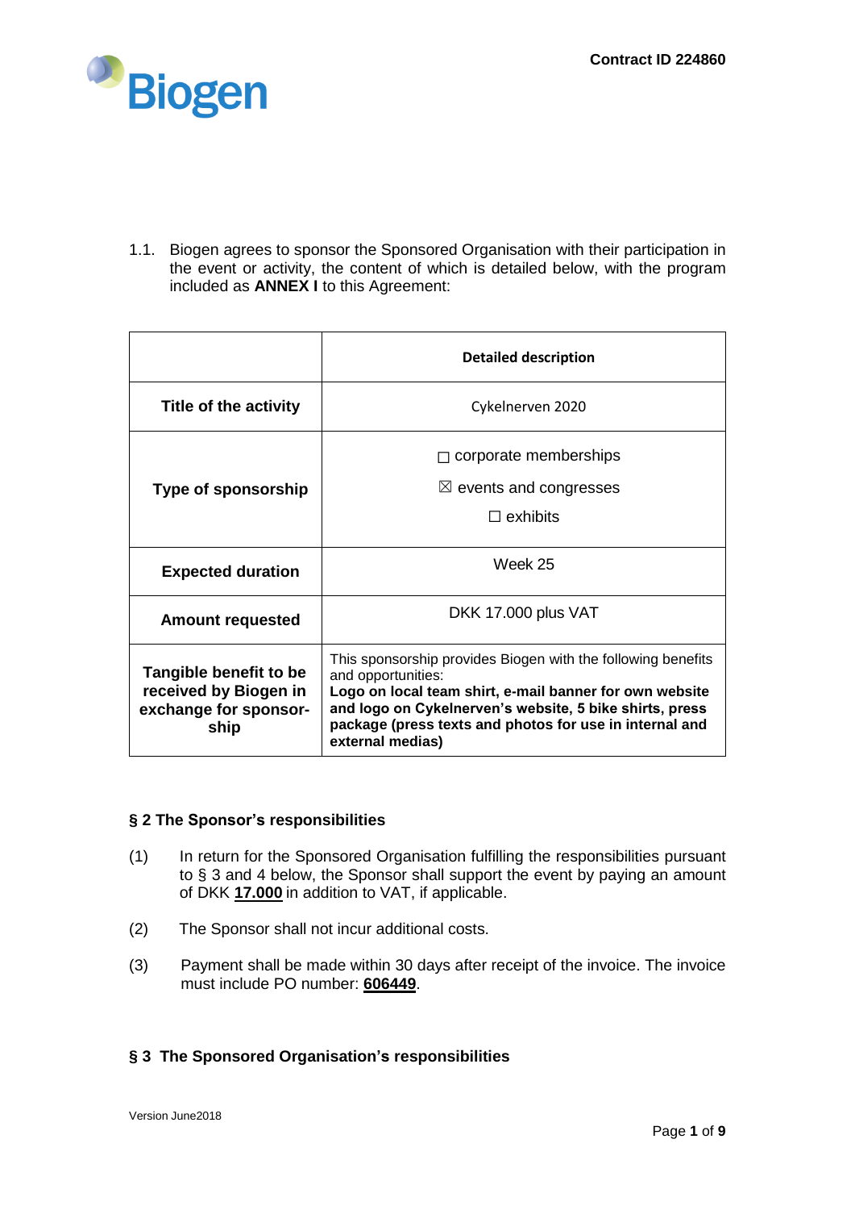Contract ID 224860

1.1. Biogen agrees to sponsor the Sponsored Organisation with their participation in the event or activity, the content of which is detailed below, with the program included as **ANNEX I** to this Agreement:

| | **Detailed description** |
|---|---|
| **Title of the activity** | Cykelnerven 2020 |
| **Type of sponsorship** | ☐ corporate memberships<br>☒ events and congresses<br>☐ exhibits |
| **Expected duration** | Week 25 |
| **Amount requested** | DKK 17.000 plus VAT |
| **Tangible benefit to be received by Biogen in exchange for sponsor-ship** | This sponsorship provides Biogen with the following benefits and opportunities:<br>**Logo on local team shirt, e-mail banner for own website and logo on Cykelnerven's website, 5 bike shirts, press package (press texts and photos for use in internal and external medias)** |

### § 2 The Sponsor's responsibilities

(1) In return for the Sponsored Organisation fulfilling the responsibilities pursuant to § 3 and 4 below, the Sponsor shall support the event by paying an amount of DKK **17.000** in addition to VAT, if applicable.

(2) The Sponsor shall not incur additional costs.

(3) Payment shall be made within 30 days after receipt of the invoice. The invoice must include PO number: **606449**.

### § 3 The Sponsored Organisation's responsibilities

Version June2018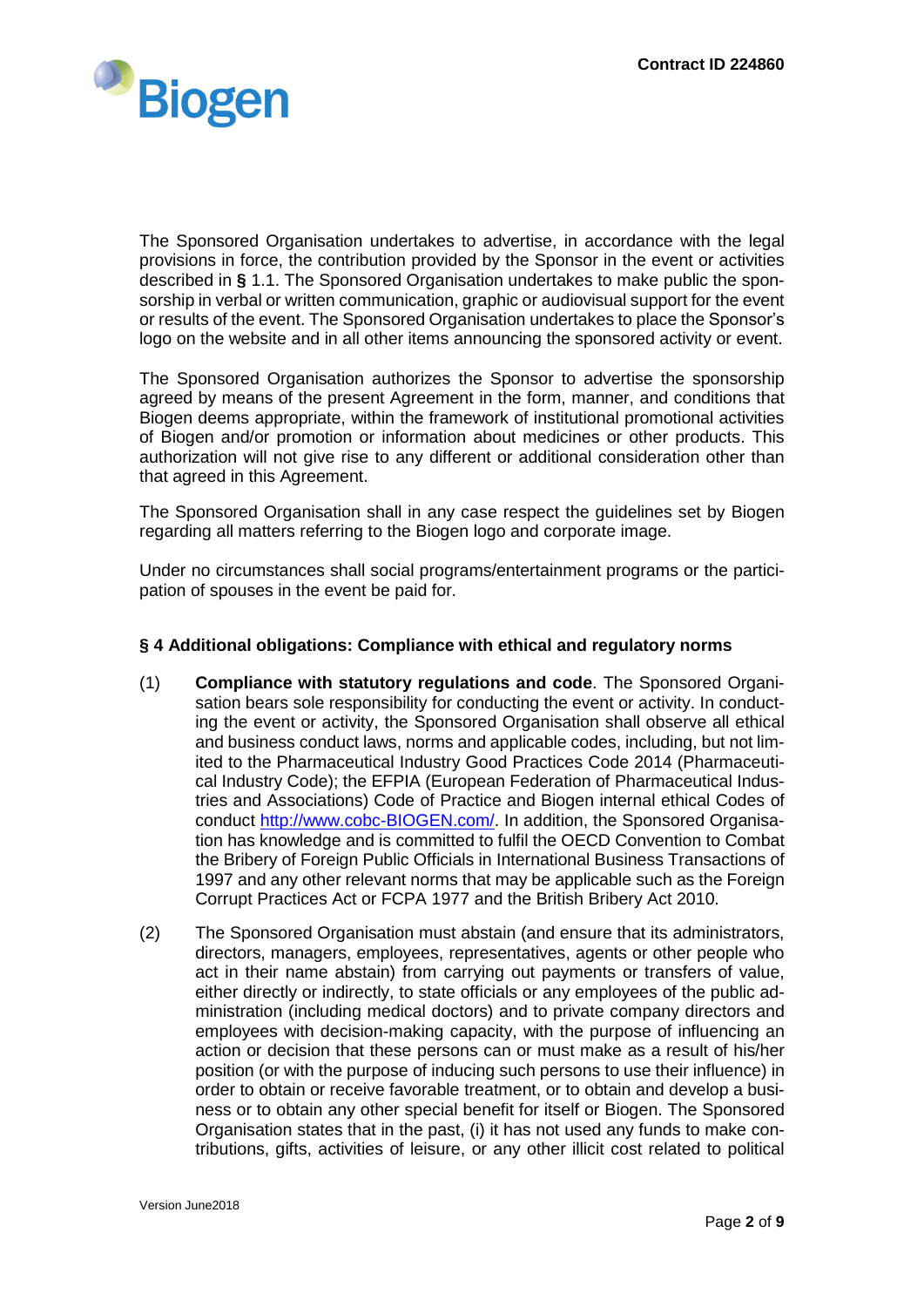The Sponsored Organisation undertakes to advertise, in accordance with the legal provisions in force, the contribution provided by the Sponsor in the event or activities described in **§** 1.1. The Sponsored Organisation undertakes to make public the sponsorship in verbal or written communication, graphic or audiovisual support for the event or results of the event. The Sponsored Organisation undertakes to place the Sponsor's logo on the website and in all other items announcing the sponsored activity or event.

The Sponsored Organisation authorizes the Sponsor to advertise the sponsorship agreed by means of the present Agreement in the form, manner, and conditions that Biogen deems appropriate, within the framework of institutional promotional activities of Biogen and/or promotion or information about medicines or other products. This authorization will not give rise to any different or additional consideration other than that agreed in this Agreement.

The Sponsored Organisation shall in any case respect the guidelines set by Biogen regarding all matters referring to the Biogen logo and corporate image.

Under no circumstances shall social programs/entertainment programs or the participation of spouses in the event be paid for.

### § 4 Additional obligations: Compliance with ethical and regulatory norms

(1) **Compliance with statutory regulations and code**. The Sponsored Organisation bears sole responsibility for conducting the event or activity. In conducting the event or activity, the Sponsored Organisation shall observe all ethical and business conduct laws, norms and applicable codes, including, but not limited to the Pharmaceutical Industry Good Practices Code 2014 (Pharmaceutical Industry Code); the EFPIA (European Federation of Pharmaceutical Industries and Associations) Code of Practice and Biogen internal ethical Codes of conduct http://www.cobc-BIOGEN.com/. In addition, the Sponsored Organisation has knowledge and is committed to fulfil the OECD Convention to Combat the Bribery of Foreign Public Officials in International Business Transactions of 1997 and any other relevant norms that may be applicable such as the Foreign Corrupt Practices Act or FCPA 1977 and the British Bribery Act 2010.

(2) The Sponsored Organisation must abstain (and ensure that its administrators, directors, managers, employees, representatives, agents or other people who act in their name abstain) from carrying out payments or transfers of value, either directly or indirectly, to state officials or any employees of the public administration (including medical doctors) and to private company directors and employees with decision-making capacity, with the purpose of influencing an action or decision that these persons can or must make as a result of his/her position (or with the purpose of inducing such persons to use their influence) in order to obtain or receive favorable treatment, or to obtain and develop a business or to obtain any other special benefit for itself or Biogen. The Sponsored Organisation states that in the past, (i) it has not used any funds to make contributions, gifts, activities of leisure, or any other illicit cost related to political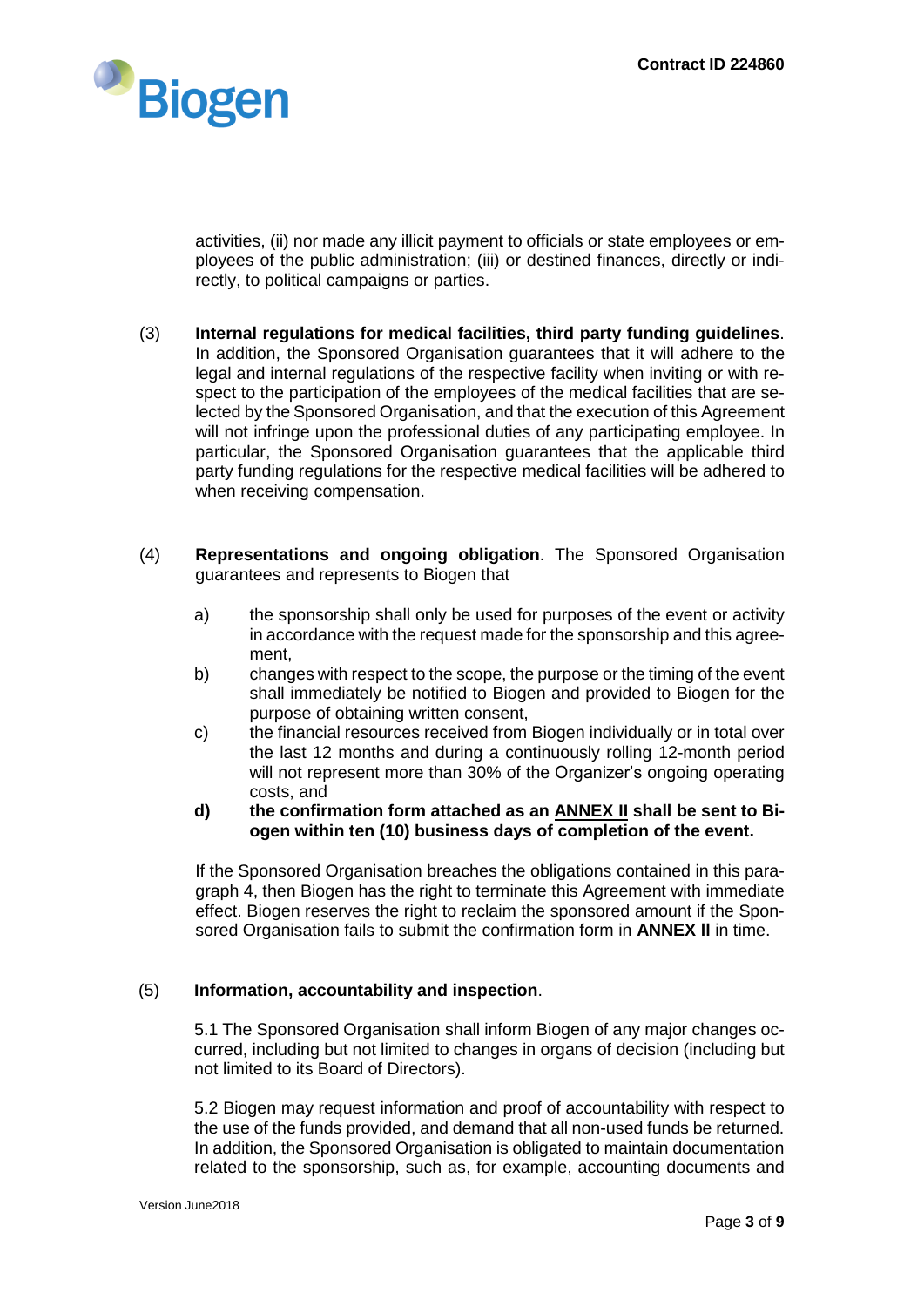activities, (ii) nor made any illicit payment to officials or state employees or employees of the public administration; (iii) or destined finances, directly or indirectly, to political campaigns or parties.

(3) **Internal regulations for medical facilities, third party funding guidelines**. In addition, the Sponsored Organisation guarantees that it will adhere to the legal and internal regulations of the respective facility when inviting or with respect to the participation of the employees of the medical facilities that are selected by the Sponsored Organisation, and that the execution of this Agreement will not infringe upon the professional duties of any participating employee. In particular, the Sponsored Organisation guarantees that the applicable third party funding regulations for the respective medical facilities will be adhered to when receiving compensation.

(4) **Representations and ongoing obligation**. The Sponsored Organisation guarantees and represents to Biogen that

a) the sponsorship shall only be used for purposes of the event or activity in accordance with the request made for the sponsorship and this agreement,

b) changes with respect to the scope, the purpose or the timing of the event shall immediately be notified to Biogen and provided to Biogen for the purpose of obtaining written consent,

c) the financial resources received from Biogen individually or in total over the last 12 months and during a continuously rolling 12-month period will not represent more than 30% of the Organizer's ongoing operating costs, and

**d) the confirmation form attached as an ANNEX II shall be sent to Biogen within ten (10) business days of completion of the event.**

If the Sponsored Organisation breaches the obligations contained in this paragraph 4, then Biogen has the right to terminate this Agreement with immediate effect. Biogen reserves the right to reclaim the sponsored amount if the Sponsored Organisation fails to submit the confirmation form in **ANNEX II** in time.

(5) **Information, accountability and inspection**.

5.1 The Sponsored Organisation shall inform Biogen of any major changes occurred, including but not limited to changes in organs of decision (including but not limited to its Board of Directors).

5.2 Biogen may request information and proof of accountability with respect to the use of the funds provided, and demand that all non-used funds be returned. In addition, the Sponsored Organisation is obligated to maintain documentation related to the sponsorship, such as, for example, accounting documents and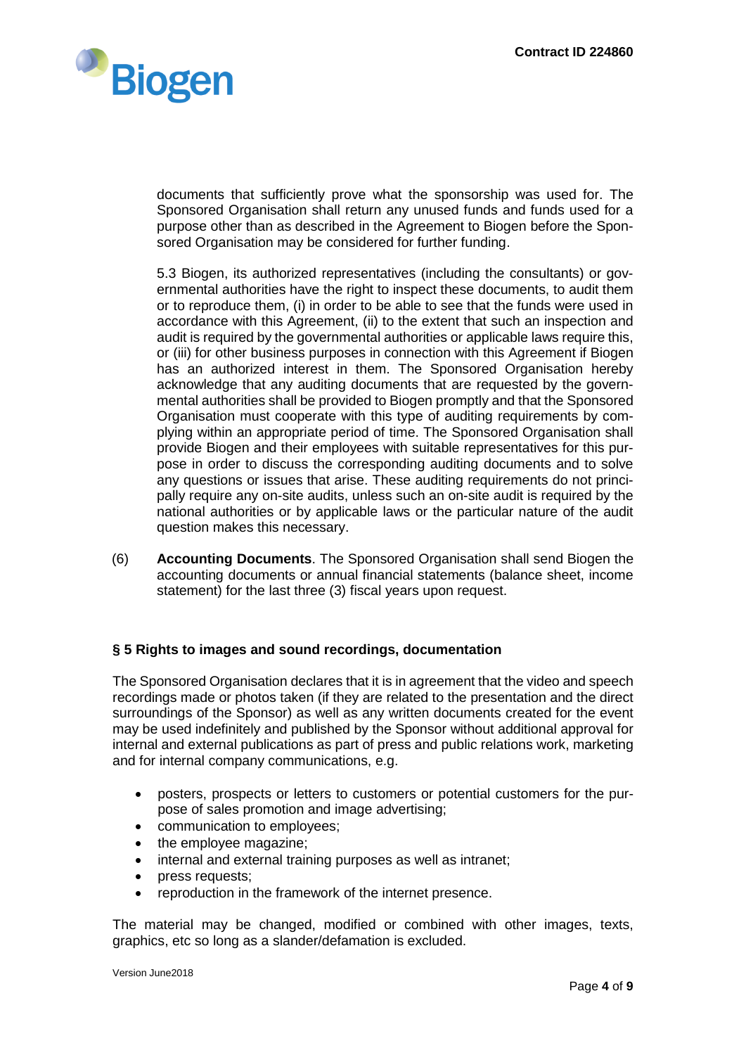documents that sufficiently prove what the sponsorship was used for. The Sponsored Organisation shall return any unused funds and funds used for a purpose other than as described in the Agreement to Biogen before the Sponsored Organisation may be considered for further funding.

5.3 Biogen, its authorized representatives (including the consultants) or governmental authorities have the right to inspect these documents, to audit them or to reproduce them, (i) in order to be able to see that the funds were used in accordance with this Agreement, (ii) to the extent that such an inspection and audit is required by the governmental authorities or applicable laws require this, or (iii) for other business purposes in connection with this Agreement if Biogen has an authorized interest in them. The Sponsored Organisation hereby acknowledge that any auditing documents that are requested by the governmental authorities shall be provided to Biogen promptly and that the Sponsored Organisation must cooperate with this type of auditing requirements by complying within an appropriate period of time. The Sponsored Organisation shall provide Biogen and their employees with suitable representatives for this purpose in order to discuss the corresponding auditing documents and to solve any questions or issues that arise. These auditing requirements do not principally require any on-site audits, unless such an on-site audit is required by the national authorities or by applicable laws or the particular nature of the audit question makes this necessary.

(6) **Accounting Documents**. The Sponsored Organisation shall send Biogen the accounting documents or annual financial statements (balance sheet, income statement) for the last three (3) fiscal years upon request.

## § 5 Rights to images and sound recordings, documentation

The Sponsored Organisation declares that it is in agreement that the video and speech recordings made or photos taken (if they are related to the presentation and the direct surroundings of the Sponsor) as well as any written documents created for the event may be used indefinitely and published by the Sponsor without additional approval for internal and external publications as part of press and public relations work, marketing and for internal company communications, e.g.

- posters, prospects or letters to customers or potential customers for the purpose of sales promotion and image advertising;
- communication to employees;
- the employee magazine;
- internal and external training purposes as well as intranet;
- press requests;
- reproduction in the framework of the internet presence.

The material may be changed, modified or combined with other images, texts, graphics, etc so long as a slander/defamation is excluded.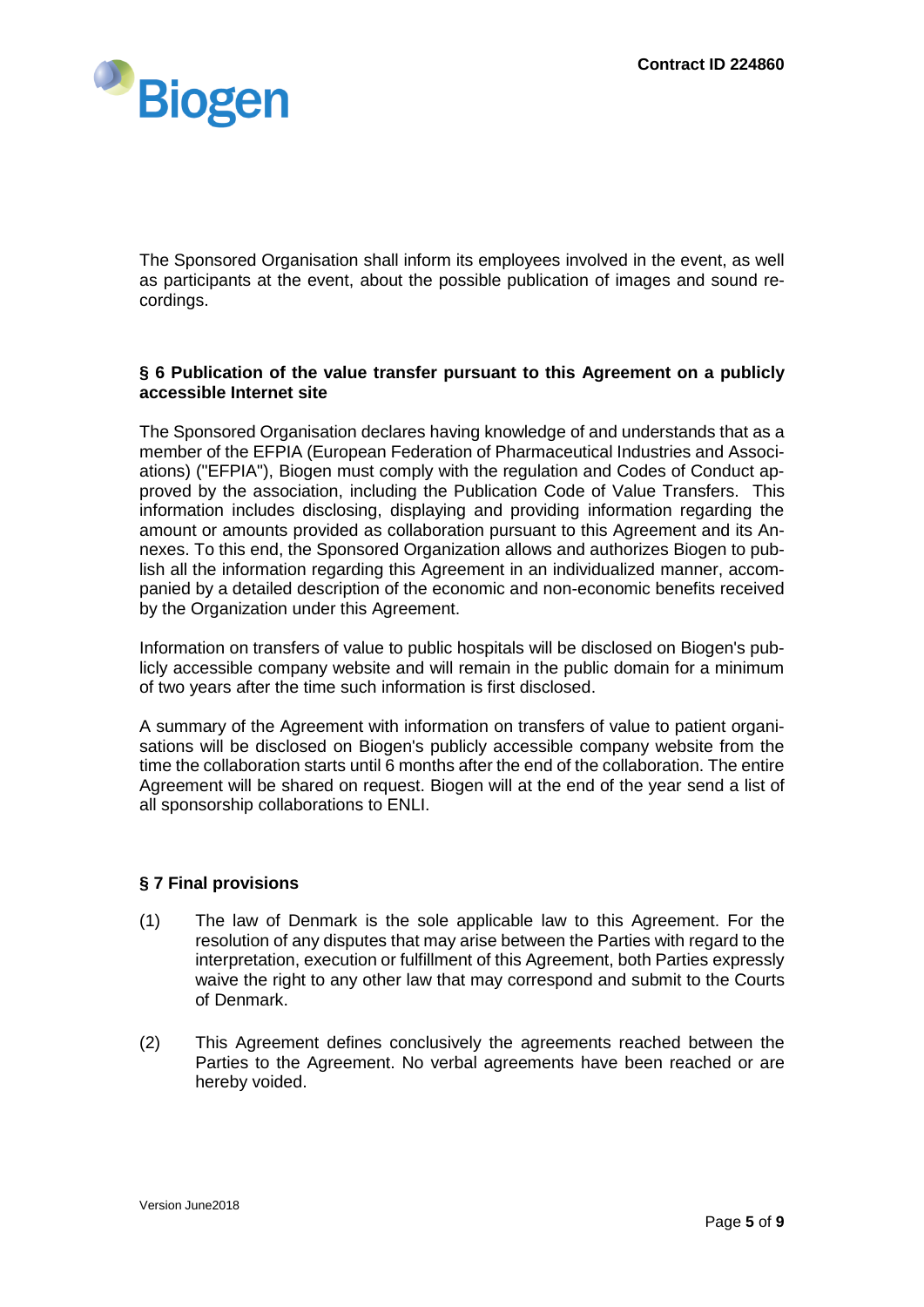The Sponsored Organisation shall inform its employees involved in the event, as well as participants at the event, about the possible publication of images and sound recordings.

## § 6 Publication of the value transfer pursuant to this Agreement on a publicly accessible Internet site

The Sponsored Organisation declares having knowledge of and understands that as a member of the EFPIA (European Federation of Pharmaceutical Industries and Associations) ("EFPIA"), Biogen must comply with the regulation and Codes of Conduct approved by the association, including the Publication Code of Value Transfers. This information includes disclosing, displaying and providing information regarding the amount or amounts provided as collaboration pursuant to this Agreement and its Annexes. To this end, the Sponsored Organization allows and authorizes Biogen to publish all the information regarding this Agreement in an individualized manner, accompanied by a detailed description of the economic and non-economic benefits received by the Organization under this Agreement.

Information on transfers of value to public hospitals will be disclosed on Biogen's publicly accessible company website and will remain in the public domain for a minimum of two years after the time such information is first disclosed.

A summary of the Agreement with information on transfers of value to patient organisations will be disclosed on Biogen's publicly accessible company website from the time the collaboration starts until 6 months after the end of the collaboration. The entire Agreement will be shared on request. Biogen will at the end of the year send a list of all sponsorship collaborations to ENLI.

## § 7 Final provisions

(1) The law of Denmark is the sole applicable law to this Agreement. For the resolution of any disputes that may arise between the Parties with regard to the interpretation, execution or fulfillment of this Agreement, both Parties expressly waive the right to any other law that may correspond and submit to the Courts of Denmark.

(2) This Agreement defines conclusively the agreements reached between the Parties to the Agreement. No verbal agreements have been reached or are hereby voided.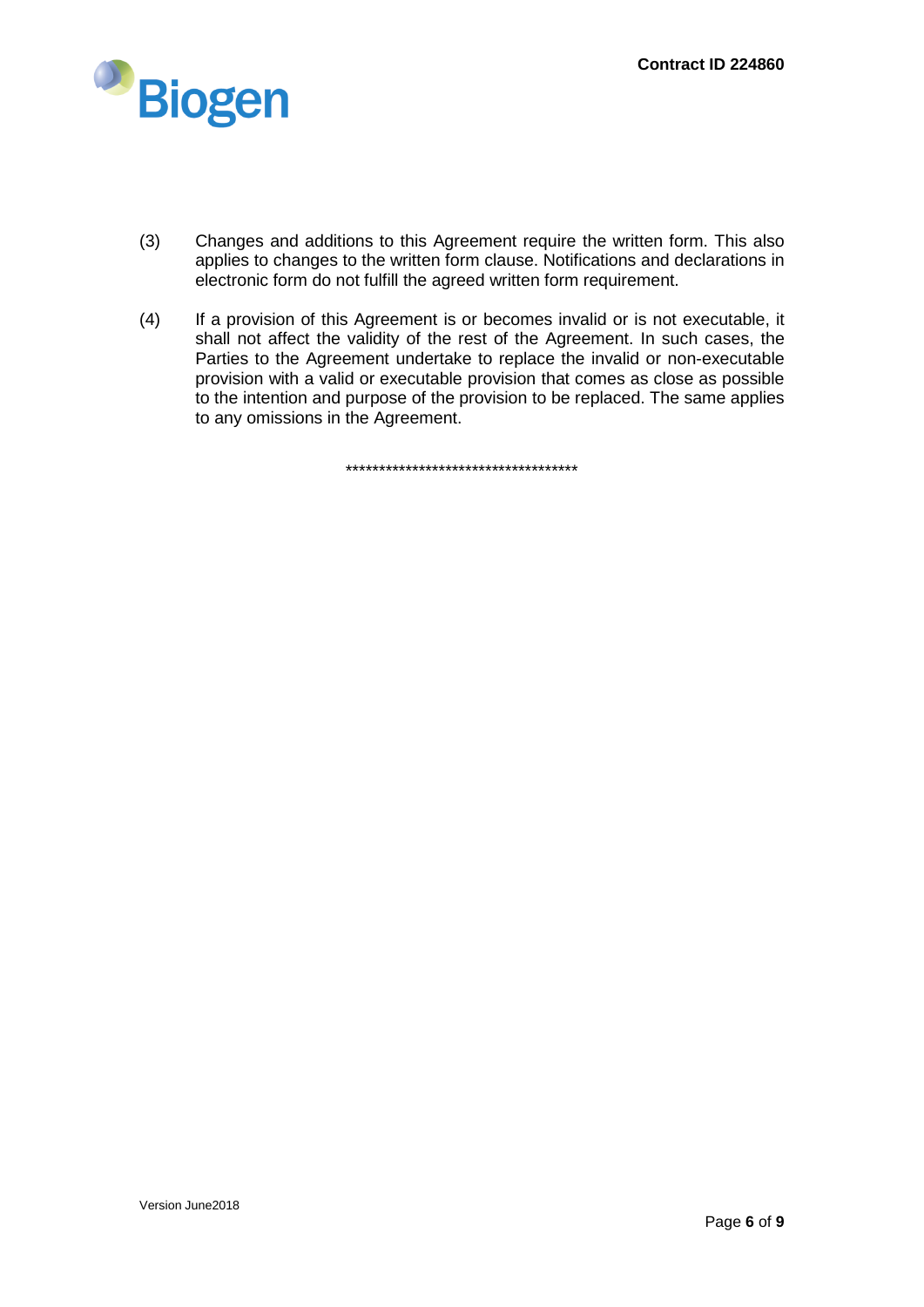(3) Changes and additions to this Agreement require the written form. This also applies to changes to the written form clause. Notifications and declarations in electronic form do not fulfill the agreed written form requirement.

(4) If a provision of this Agreement is or becomes invalid or is not executable, it shall not affect the validity of the rest of the Agreement. In such cases, the Parties to the Agreement undertake to replace the invalid or non-executable provision with a valid or executable provision that comes as close as possible to the intention and purpose of the provision to be replaced. The same applies to any omissions in the Agreement.

***********************************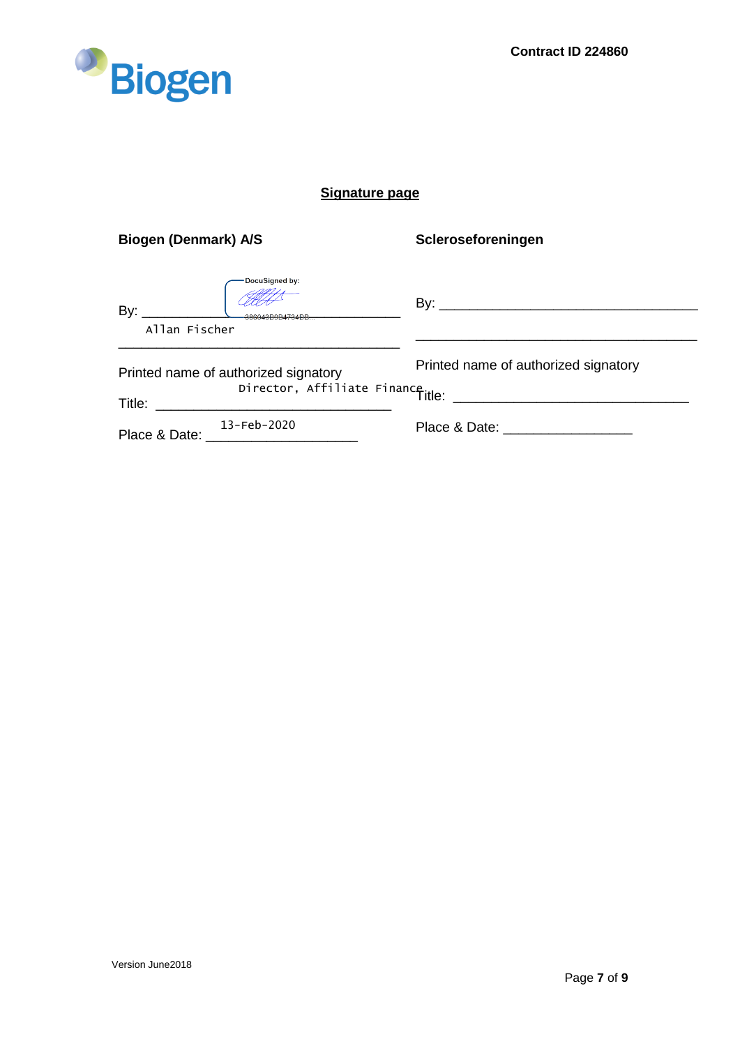Contract ID 224860

## Signature page

| **Biogen (Denmark) A/S** | **Scleroseforeningen** |
|---|---|
| By: DocuSigned by: 386043B9B4734BB... | By: ______________________________ |
| Allan Fischer | ______________________________ |
| Printed name of authorized signatory | Printed name of authorized signatory |
| Title: Director, Affiliate Finance | Title: ______________________________ |
| Place & Date: 13-Feb-2020 | Place & Date: ________________ |

Version June2018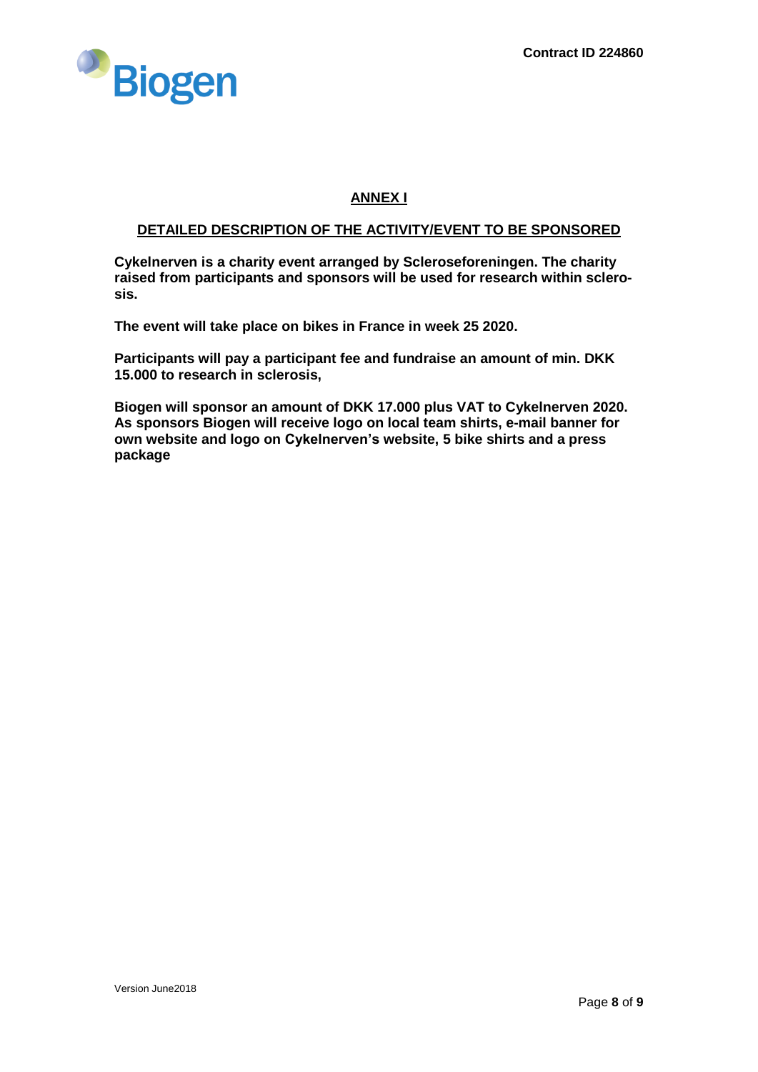Contract ID 224860

## ANNEX I

### DETAILED DESCRIPTION OF THE ACTIVITY/EVENT TO BE SPONSORED

**Cykelnerven is a charity event arranged by Scleroseforeningen. The charity raised from participants and sponsors will be used for research within sclerosis.**

**The event will take place on bikes in France in week 25 2020.**

**Participants will pay a participant fee and fundraise an amount of min. DKK 15.000 to research in sclerosis,**

**Biogen will sponsor an amount of DKK 17.000 plus VAT to Cykelnerven 2020. As sponsors Biogen will receive logo on local team shirts, e-mail banner for own website and logo on Cykelnerven's website, 5 bike shirts and a press package**

Version June2018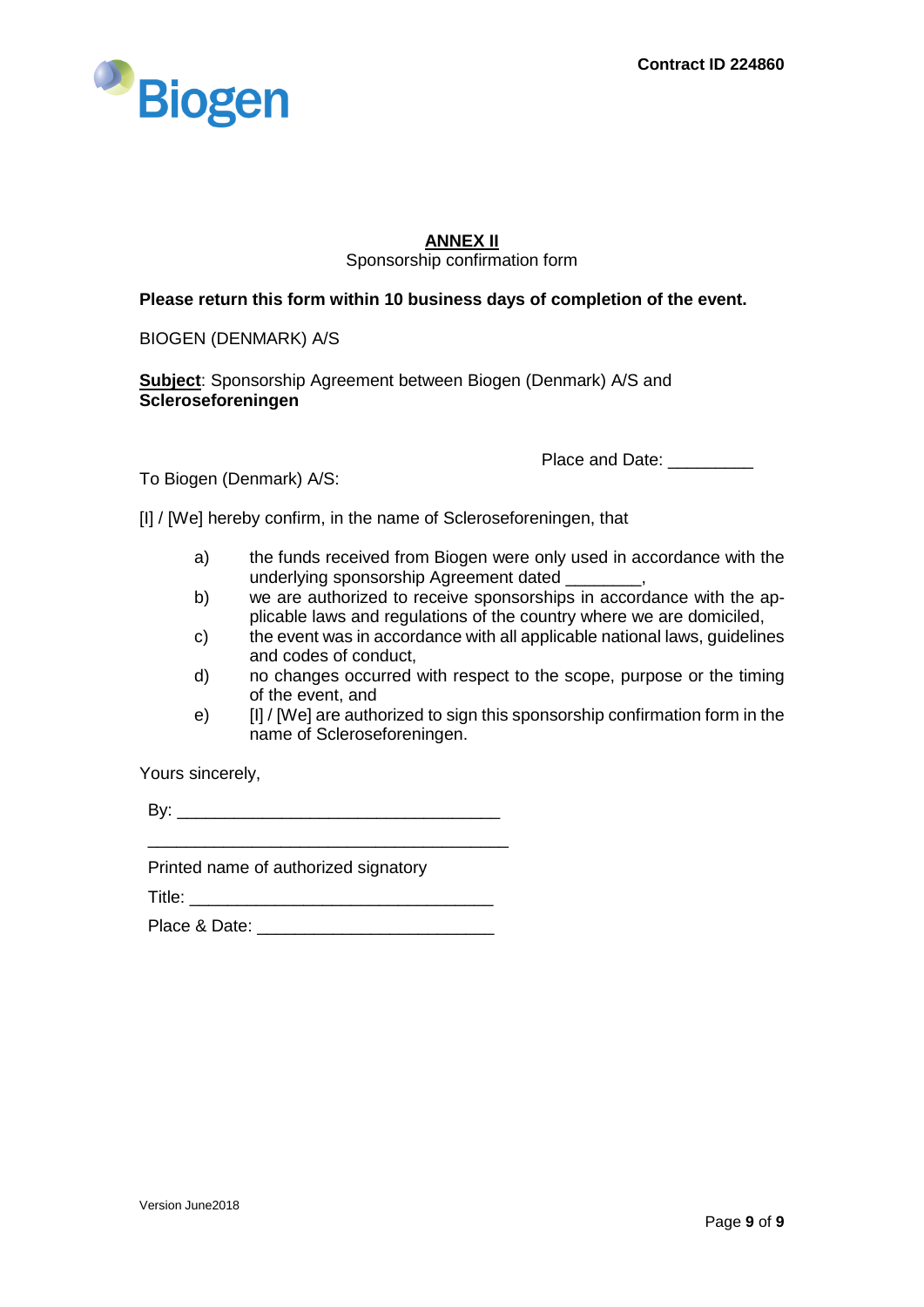Contract ID 224860

## ANNEX II

Sponsorship confirmation form

**Please return this form within 10 business days of completion of the event.**

BIOGEN (DENMARK) A/S

**Subject**: Sponsorship Agreement between Biogen (Denmark) A/S and **Scleroseforeningen**

Place and Date: _________

To Biogen (Denmark) A/S:

[I] / [We] hereby confirm, in the name of Scleroseforeningen, that

a) the funds received from Biogen were only used in accordance with the underlying sponsorship Agreement dated ________,

b) we are authorized to receive sponsorships in accordance with the applicable laws and regulations of the country where we are domiciled,

c) the event was in accordance with all applicable national laws, guidelines and codes of conduct,

d) no changes occurred with respect to the scope, purpose or the timing of the event, and

e) [I] / [We] are authorized to sign this sponsorship confirmation form in the name of Scleroseforeningen.

Yours sincerely,

By: __________________________________

______________________________________

Printed name of authorized signatory

Title: ________________________________

Place & Date: ________________________

Version June2018